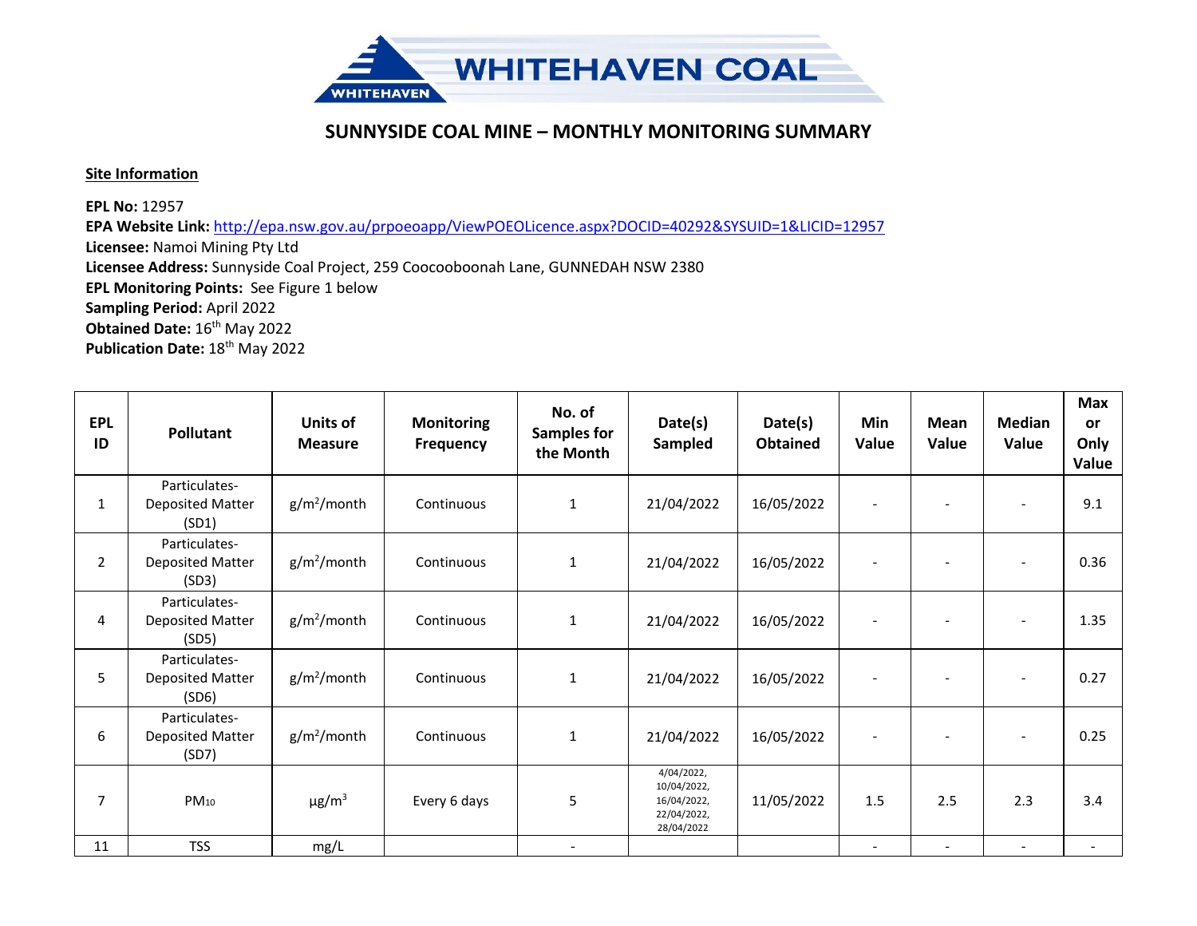# SUNNYSIDE COAL MINE – MONTHLY MONITORING SUMMARY

**Site Information**

**EPL No:** 12957
**EPA Website Link:** http://epa.nsw.gov.au/prpoeoapp/ViewPOEOLicence.aspx?DOCID=40292&SYSUID=1&LICID=12957
**Licensee:** Namoi Mining Pty Ltd
**Licensee Address:** Sunnyside Coal Project, 259 Coocooboonah Lane, GUNNEDAH NSW 2380
**EPL Monitoring Points:** See Figure 1 below
**Sampling Period:** April 2022
**Obtained Date:** 16th May 2022
**Publication Date:** 18th May 2022

| EPL ID | Pollutant | Units of Measure | Monitoring Frequency | No. of Samples for the Month | Date(s) Sampled | Date(s) Obtained | Min Value | Mean Value | Median Value | Max or Only Value |
|---|---|---|---|---|---|---|---|---|---|---|
| 1 | Particulates- Deposited Matter (SD1) | $g/m^2$/month | Continuous | 1 | 21/04/2022 | 16/05/2022 | - | - | - | 9.1 |
| 2 | Particulates- Deposited Matter (SD3) | $g/m^2$/month | Continuous | 1 | 21/04/2022 | 16/05/2022 | - | - | - | 0.36 |
| 4 | Particulates- Deposited Matter (SD5) | $g/m^2$/month | Continuous | 1 | 21/04/2022 | 16/05/2022 | - | - | - | 1.35 |
| 5 | Particulates- Deposited Matter (SD6) | $g/m^2$/month | Continuous | 1 | 21/04/2022 | 16/05/2022 | - | - | - | 0.27 |
| 6 | Particulates- Deposited Matter (SD7) | $g/m^2$/month | Continuous | 1 | 21/04/2022 | 16/05/2022 | - | - | - | 0.25 |
| 7 | $PM_{10}$ | $\mu g/m^3$ | Every 6 days | 5 | 4/04/2022, 10/04/2022, 16/04/2022, 22/04/2022, 28/04/2022 | 11/05/2022 | 1.5 | 2.5 | 2.3 | 3.4 |
| 11 | TSS | mg/L | | - | | | - | - | - | - |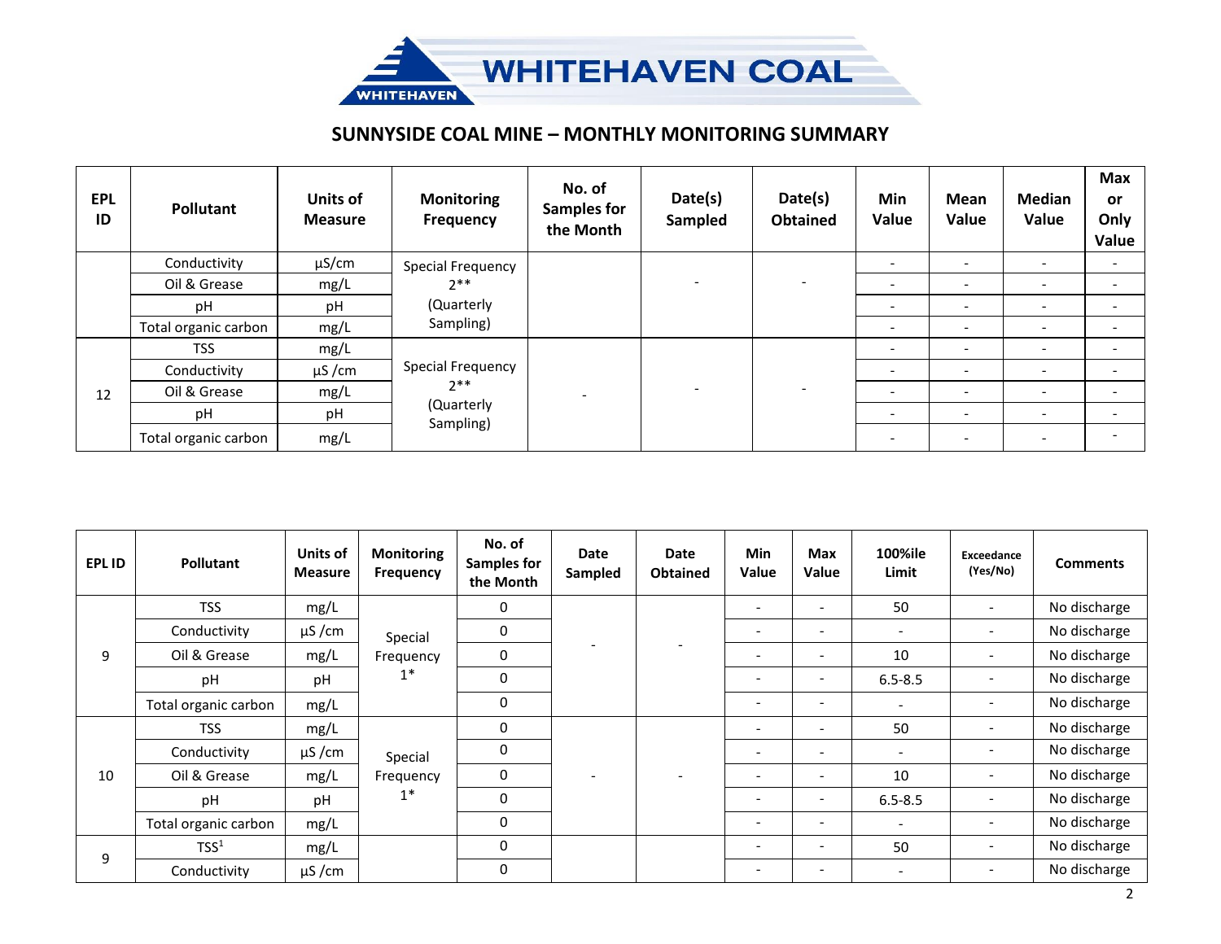# WHITEHAVEN COAL

## SUNNYSIDE COAL MINE – MONTHLY MONITORING SUMMARY

| EPL ID | Pollutant | Units of Measure | Monitoring Frequency | No. of Samples for the Month | Date(s) Sampled | Date(s) Obtained | Min Value | Mean Value | Median Value | Max or Only Value |
|---|---|---|---|---|---|---|---|---|---|---|
| | Conductivity | µS/cm | Special Frequency 2** (Quarterly Sampling) | | - | - | - | - | - | - |
| | Oil & Grease | mg/L | | | | | - | - | - | - |
| | pH | pH | | | | | - | - | - | - |
| | Total organic carbon | mg/L | | | | | - | - | - | - |
| 12 | TSS | mg/L | Special Frequency 2** (Quarterly Sampling) | - | - | - | - | - | - | - |
| | Conductivity | µS /cm | | | | | - | - | - | - |
| | Oil & Grease | mg/L | | | | | - | - | - | - |
| | pH | pH | | | | | - | - | - | - |
| | Total organic carbon | mg/L | | | | | - | - | - | - |

| EPL ID | Pollutant | Units of Measure | Monitoring Frequency | No. of Samples for the Month | Date Sampled | Date Obtained | Min Value | Max Value | 100%ile Limit | Exceedance (Yes/No) | Comments |
|---|---|---|---|---|---|---|---|---|---|---|---|
| 9 | TSS | mg/L | Special Frequency 1* | 0 | - | - | - | - | 50 | - | No discharge |
| | Conductivity | µS /cm | | 0 | | | - | - | - | - | No discharge |
| | Oil & Grease | mg/L | | 0 | | | - | - | 10 | - | No discharge |
| | pH | pH | | 0 | | | - | - | 6.5-8.5 | - | No discharge |
| | Total organic carbon | mg/L | | 0 | | | - | - | - | - | No discharge |
| 10 | TSS | mg/L | Special Frequency 1* | 0 | - | - | - | - | 50 | - | No discharge |
| | Conductivity | µS /cm | | 0 | | | - | - | - | - | No discharge |
| | Oil & Grease | mg/L | | 0 | | | - | - | 10 | - | No discharge |
| | pH | pH | | 0 | | | - | - | 6.5-8.5 | - | No discharge |
| | Total organic carbon | mg/L | | 0 | | | - | - | - | - | No discharge |
| 9 | TSS[1] | mg/L | | 0 | | | - | - | 50 | - | No discharge |
| | Conductivity | µS /cm | | 0 | | | - | - | - | - | No discharge |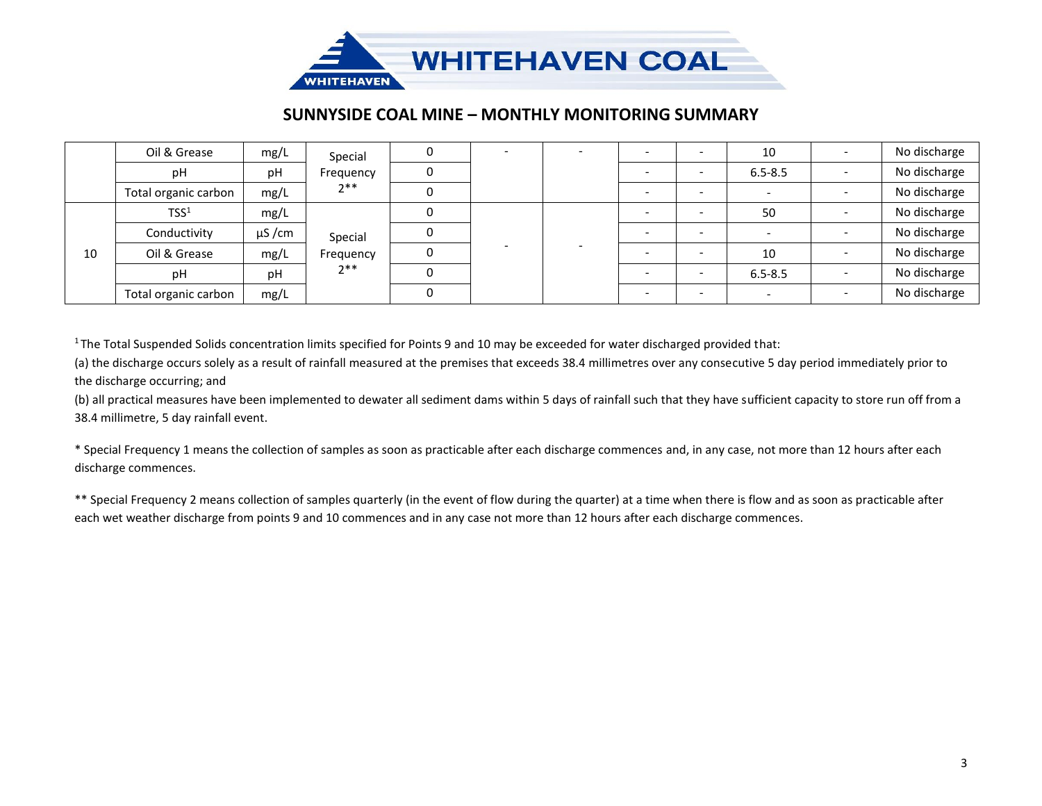# SUNNYSIDE COAL MINE – MONTHLY MONITORING SUMMARY

| | | | | | | | | | | | |
|---|---|---|---|---|---|---|---|---|---|---|---|
| | Oil & Grease | mg/L | Special Frequency 2** | 0 | - | - | - | - | 10 | - | No discharge |
| | pH | pH | | 0 | | | - | - | 6.5-8.5 | - | No discharge |
| | Total organic carbon | mg/L | | 0 | | | - | - | - | - | No discharge |
| 10 | TSS[1] | mg/L | Special Frequency 2** | 0 | - | - | - | - | 50 | - | No discharge |
| | Conductivity | µS /cm | | 0 | | | - | - | - | - | No discharge |
| | Oil & Grease | mg/L | | 0 | | | - | - | 10 | - | No discharge |
| | pH | pH | | 0 | | | - | - | 6.5-8.5 | - | No discharge |
| | Total organic carbon | mg/L | | 0 | | | - | - | - | - | No discharge |

[1] The Total Suspended Solids concentration limits specified for Points 9 and 10 may be exceeded for water discharged provided that:

(a) the discharge occurs solely as a result of rainfall measured at the premises that exceeds 38.4 millimetres over any consecutive 5 day period immediately prior to the discharge occurring; and

(b) all practical measures have been implemented to dewater all sediment dams within 5 days of rainfall such that they have sufficient capacity to store run off from a 38.4 millimetre, 5 day rainfall event.

* Special Frequency 1 means the collection of samples as soon as practicable after each discharge commences and, in any case, not more than 12 hours after each discharge commences.

** Special Frequency 2 means collection of samples quarterly (in the event of flow during the quarter) at a time when there is flow and as soon as practicable after each wet weather discharge from points 9 and 10 commences and in any case not more than 12 hours after each discharge commences.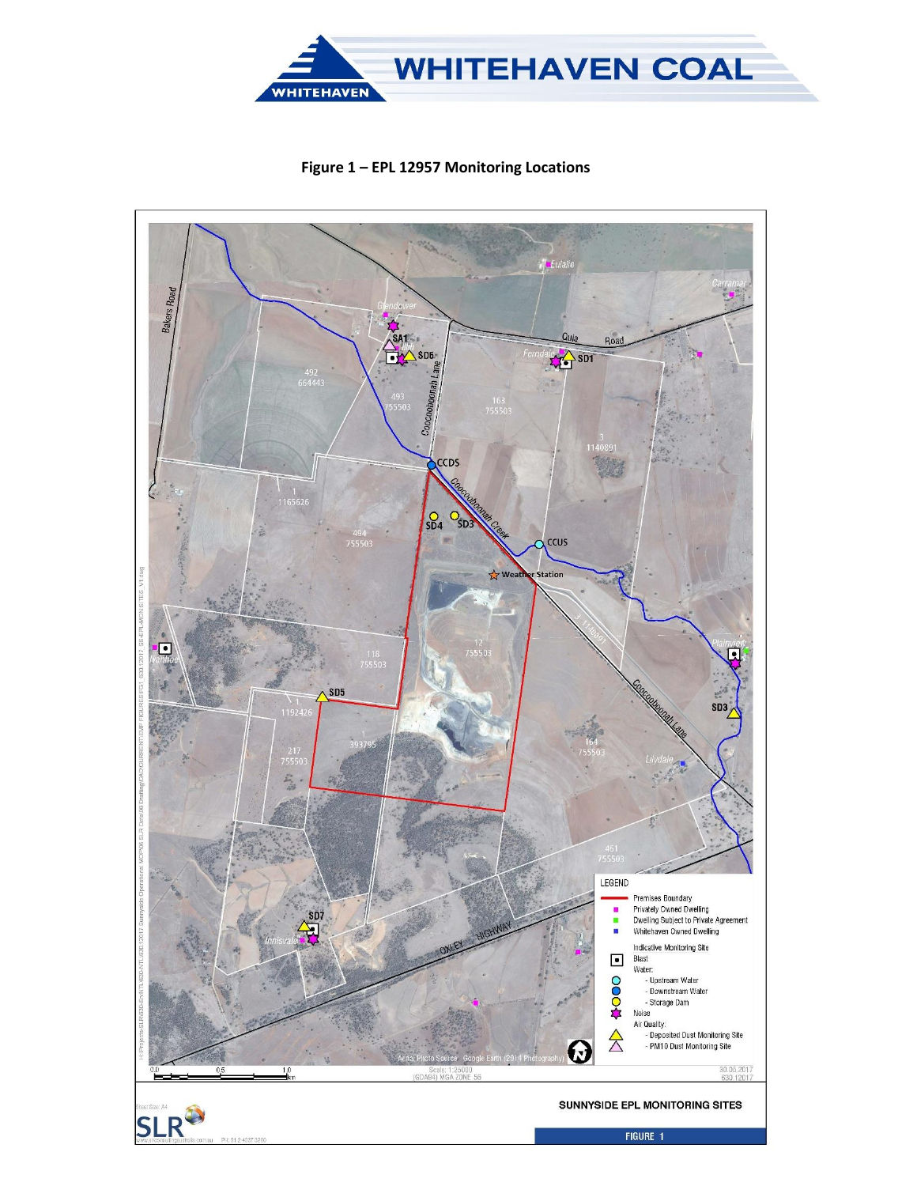# WHITEHAVEN COAL

**Figure 1 – EPL 12957 Monitoring Locations**

Eulalie

Carramar

Glendower

SA1

SD6

Quia Road

Ferndale

SD1

Bakers Road

492
664443

493
755503

Coocooboonah Lane

163
755503

3
1140891

CCDS

1
1165626

Coocooboonah Creek

SD4

SD3

494
755503

CCUS

Weather Station

Ivanhoe

118
755503

12
755503

3 1140891

Plainview

Coocooboonah Lane

SD3

SD5

1
1192426

1
393795

217
755503

164
755503

Lilydale

461
755503

SD7

Innisvale

OXLEY HIGHWAY

LEGEND

Premises Boundary

Privately Owned Dwelling

Dwelling Subject to Private Agreement

Whitehaven Owned Dwelling

Indicative Monitoring Site

Blast

Water:

- Upstream Water

- Downstream Water

- Storage Dam

Noise

Air Quality:

- Deposited Dust Monitoring Site

- PM10 Dust Monitoring Site

Aerial Photo Source: Google Earth (2014 Photography)

0.0 0.5 1.0 km

Scale: 1:25000
(GDA94) MGA ZONE 55

30.05.2017
630.12017

SUNNYSIDE EPL MONITORING SITES

FIGURE 1

SLR